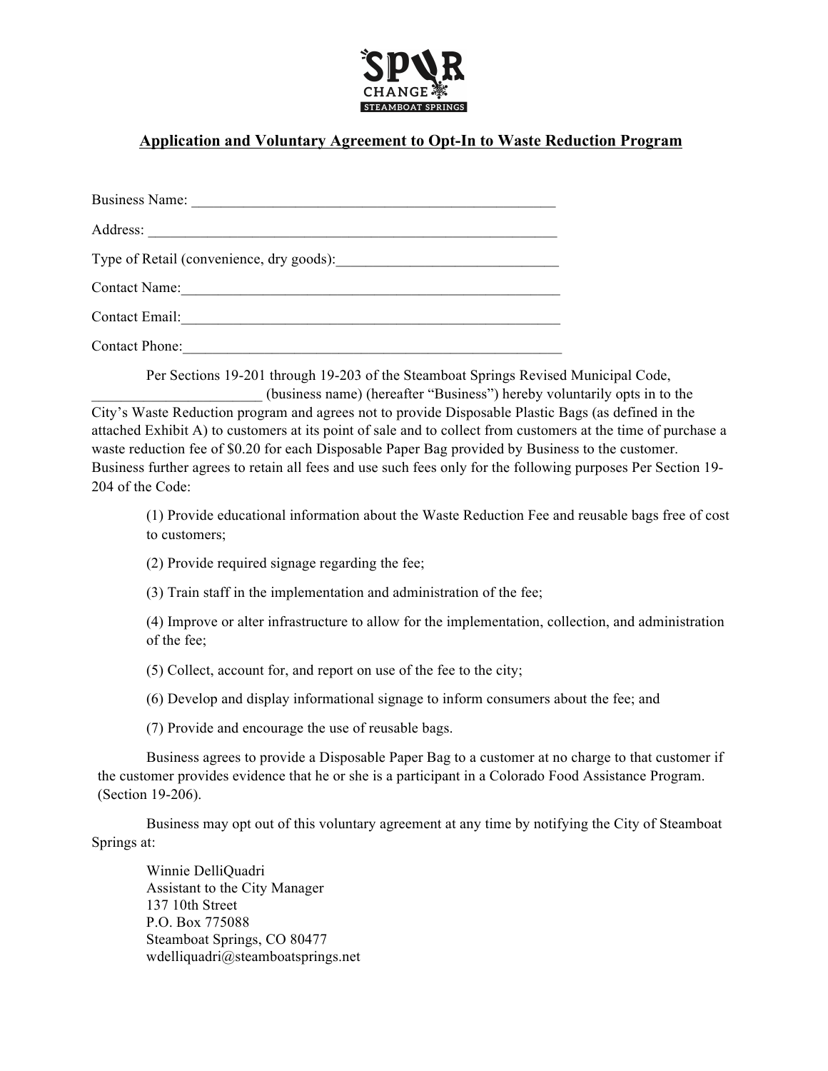## Application and Voluntary Agreement to Opt-In to Waste Reduction Program

Business Name: __________________________________________________

Address: ________________________________________________________

Type of Retail (convenience, dry goods):_____________________________

Contact Name:____________________________________________________

Contact Email:____________________________________________________

Contact Phone:____________________________________________________

Per Sections 19-201 through 19-203 of the Steamboat Springs Revised Municipal Code, _______________________ (business name) (hereafter "Business") hereby voluntarily opts in to the City's Waste Reduction program and agrees not to provide Disposable Plastic Bags (as defined in the attached Exhibit A) to customers at its point of sale and to collect from customers at the time of purchase a waste reduction fee of $0.20 for each Disposable Paper Bag provided by Business to the customer. Business further agrees to retain all fees and use such fees only for the following purposes Per Section 19-204 of the Code:

(1) Provide educational information about the Waste Reduction Fee and reusable bags free of cost to customers;

(2) Provide required signage regarding the fee;

(3) Train staff in the implementation and administration of the fee;

(4) Improve or alter infrastructure to allow for the implementation, collection, and administration of the fee;

(5) Collect, account for, and report on use of the fee to the city;

(6) Develop and display informational signage to inform consumers about the fee; and

(7) Provide and encourage the use of reusable bags.

Business agrees to provide a Disposable Paper Bag to a customer at no charge to that customer if the customer provides evidence that he or she is a participant in a Colorado Food Assistance Program. (Section 19-206).

Business may opt out of this voluntary agreement at any time by notifying the City of Steamboat Springs at:

Winnie DelliQuadri  
Assistant to the City Manager  
137 10th Street  
P.O. Box 775088  
Steamboat Springs, CO 80477  
wdelliquadri@steamboatsprings.net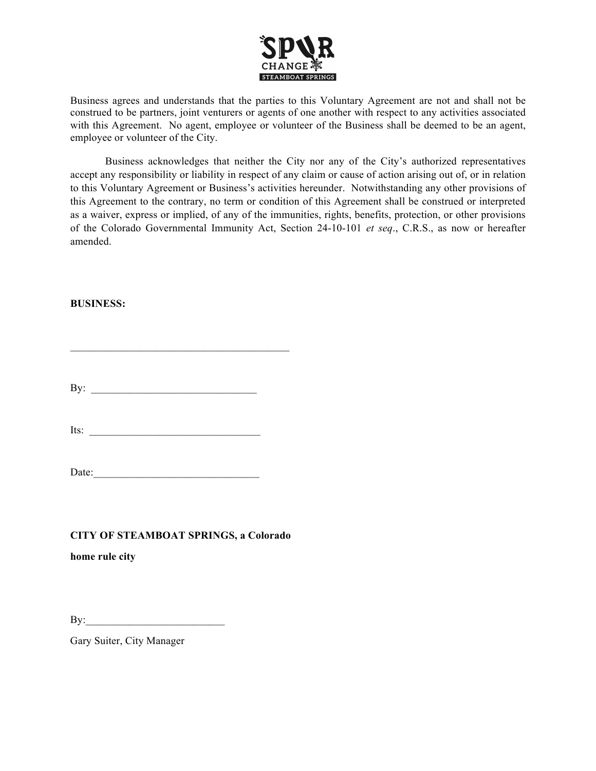Business agrees and understands that the parties to this Voluntary Agreement are not and shall not be construed to be partners, joint venturers or agents of one another with respect to any activities associated with this Agreement. No agent, employee or volunteer of the Business shall be deemed to be an agent, employee or volunteer of the City.

Business acknowledges that neither the City nor any of the City's authorized representatives accept any responsibility or liability in respect of any claim or cause of action arising out of, or in relation to this Voluntary Agreement or Business's activities hereunder. Notwithstanding any other provisions of this Agreement to the contrary, no term or condition of this Agreement shall be construed or interpreted as a waiver, express or implied, of any of the immunities, rights, benefits, protection, or other provisions of the Colorado Governmental Immunity Act, Section 24-10-101 *et seq*., C.R.S., as now or hereafter amended.

**BUSINESS:**

___________________________________________

By: _______________________________

Its: ________________________________

Date:_______________________________

**CITY OF STEAMBOAT SPRINGS, a Colorado**

**home rule city**

By:__________________________

Gary Suiter, City Manager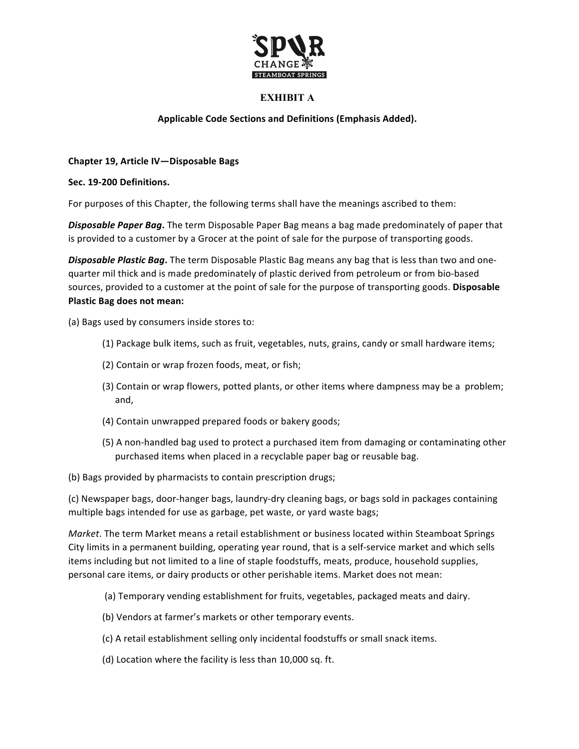# EXHIBIT A

**Applicable Code Sections and Definitions (Emphasis Added).**

**Chapter 19, Article IV—Disposable Bags**

**Sec. 19-200 Definitions.**

For purposes of this Chapter, the following terms shall have the meanings ascribed to them:

***Disposable Paper Bag*.** The term Disposable Paper Bag means a bag made predominately of paper that is provided to a customer by a Grocer at the point of sale for the purpose of transporting goods.

***Disposable Plastic Bag*.** The term Disposable Plastic Bag means any bag that is less than two and one-quarter mil thick and is made predominately of plastic derived from petroleum or from bio-based sources, provided to a customer at the point of sale for the purpose of transporting goods. **Disposable Plastic Bag does not mean:**

(a) Bags used by consumers inside stores to:

- (1) Package bulk items, such as fruit, vegetables, nuts, grains, candy or small hardware items;
- (2) Contain or wrap frozen foods, meat, or fish;
- (3) Contain or wrap flowers, potted plants, or other items where dampness may be a problem; and,
- (4) Contain unwrapped prepared foods or bakery goods;
- (5) A non-handled bag used to protect a purchased item from damaging or contaminating other purchased items when placed in a recyclable paper bag or reusable bag.

(b) Bags provided by pharmacists to contain prescription drugs;

(c) Newspaper bags, door-hanger bags, laundry-dry cleaning bags, or bags sold in packages containing multiple bags intended for use as garbage, pet waste, or yard waste bags;

*Market*. The term Market means a retail establishment or business located within Steamboat Springs City limits in a permanent building, operating year round, that is a self-service market and which sells items including but not limited to a line of staple foodstuffs, meats, produce, household supplies, personal care items, or dairy products or other perishable items. Market does not mean:

- (a) Temporary vending establishment for fruits, vegetables, packaged meats and dairy.
- (b) Vendors at farmer's markets or other temporary events.
- (c) A retail establishment selling only incidental foodstuffs or small snack items.
- (d) Location where the facility is less than 10,000 sq. ft.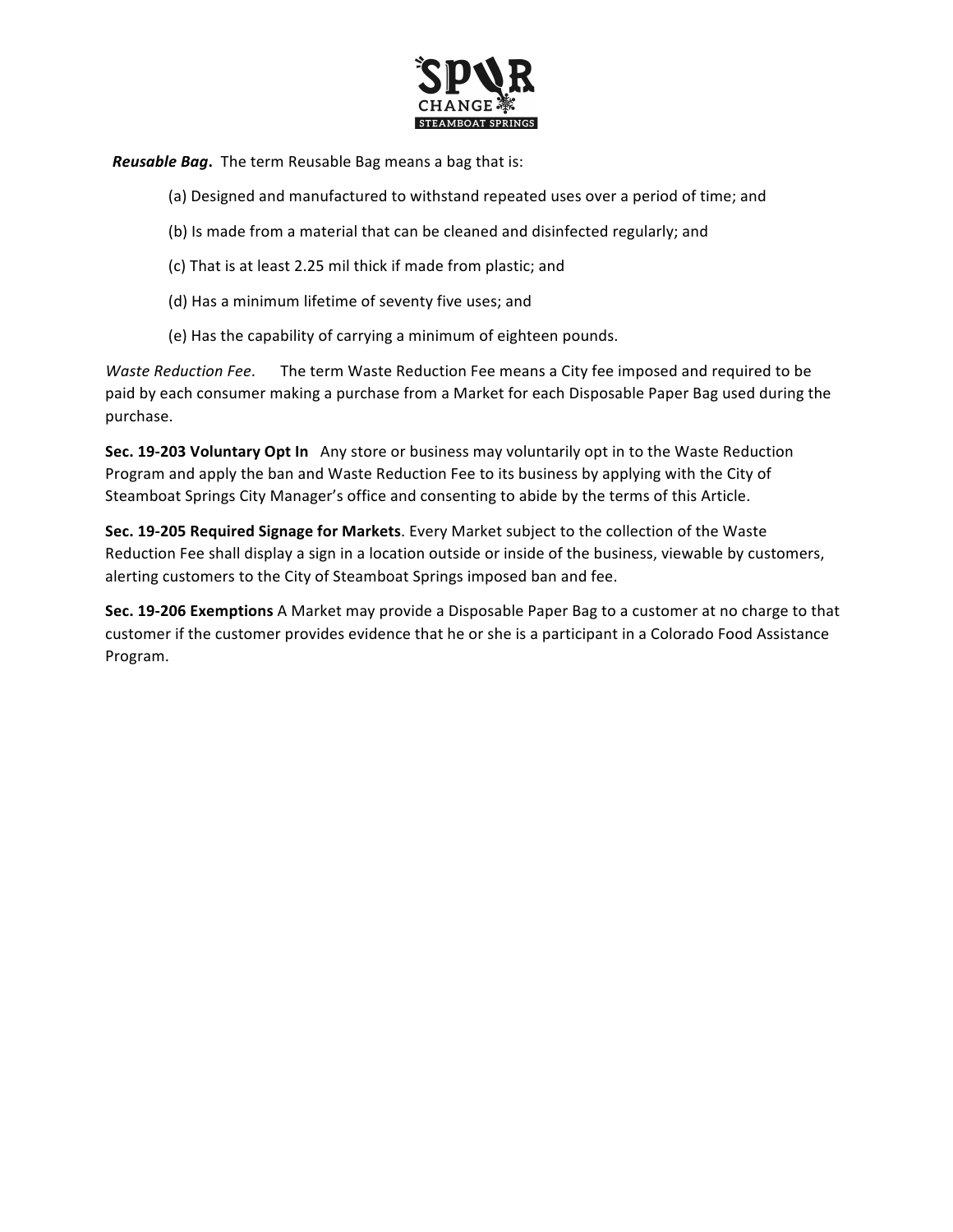***Reusable Bag*.** The term Reusable Bag means a bag that is:

(a) Designed and manufactured to withstand repeated uses over a period of time; and

(b) Is made from a material that can be cleaned and disinfected regularly; and

(c) That is at least 2.25 mil thick if made from plastic; and

(d) Has a minimum lifetime of seventy five uses; and

(e) Has the capability of carrying a minimum of eighteen pounds.

*Waste Reduction Fee*. The term Waste Reduction Fee means a City fee imposed and required to be paid by each consumer making a purchase from a Market for each Disposable Paper Bag used during the purchase.

**Sec. 19-203 Voluntary Opt In** Any store or business may voluntarily opt in to the Waste Reduction Program and apply the ban and Waste Reduction Fee to its business by applying with the City of Steamboat Springs City Manager's office and consenting to abide by the terms of this Article.

**Sec. 19-205 Required Signage for Markets**. Every Market subject to the collection of the Waste Reduction Fee shall display a sign in a location outside or inside of the business, viewable by customers, alerting customers to the City of Steamboat Springs imposed ban and fee.

**Sec. 19-206 Exemptions** A Market may provide a Disposable Paper Bag to a customer at no charge to that customer if the customer provides evidence that he or she is a participant in a Colorado Food Assistance Program.